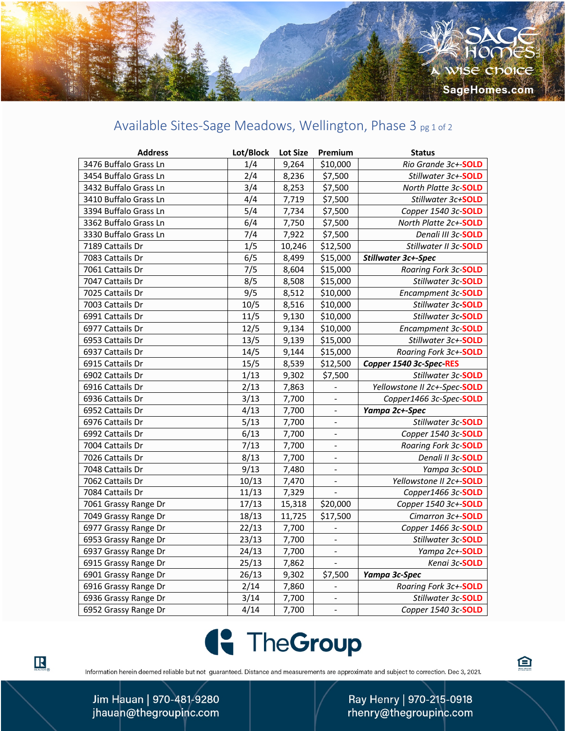SAGE HOMES

A WISE CHOICE

SageHomes.com

# Available Sites-Sage Meadows, Wellington, Phase 3

| Address | Lot/Block | Lot Size | Premium | Status |
|---|---|---|---|---|
| 3476 Buffalo Grass Ln | 1/4 | 9,264 | $10,000 | *Rio Grande 3c+-SOLD* |
| 3454 Buffalo Grass Ln | 2/4 | 8,236 | $7,500 | *Stillwater 3c+-SOLD* |
| 3432 Buffalo Grass Ln | 3/4 | 8,253 | $7,500 | *North Platte 3c-SOLD* |
| 3410 Buffalo Grass Ln | 4/4 | 7,719 | $7,500 | *Stillwater 3c+SOLD* |
| 3394 Buffalo Grass Ln | 5/4 | 7,734 | $7,500 | *Copper 1540 3c-SOLD* |
| 3362 Buffalo Grass Ln | 6/4 | 7,750 | $7,500 | *North Platte 2c+-SOLD* |
| 3330 Buffalo Grass Ln | 7/4 | 7,922 | $7,500 | *Denali III 3c-SOLD* |
| 7189 Cattails Dr | 1/5 | 10,246 | $12,500 | *Stillwater II 3c-SOLD* |
| 7083 Cattails Dr | 6/5 | 8,499 | $15,000 | ***Stillwater 3c+-Spec*** |
| 7061 Cattails Dr | 7/5 | 8,604 | $15,000 | *Roaring Fork 3c-SOLD* |
| 7047 Cattails Dr | 8/5 | 8,508 | $15,000 | *Stillwater 3c-SOLD* |
| 7025 Cattails Dr | 9/5 | 8,512 | $10,000 | *Encampment 3c-SOLD* |
| 7003 Cattails Dr | 10/5 | 8,516 | $10,000 | *Stillwater 3c-SOLD* |
| 6991 Cattails Dr | 11/5 | 9,130 | $10,000 | *Stillwater 3c-SOLD* |
| 6977 Cattails Dr | 12/5 | 9,134 | $10,000 | *Encampment 3c-SOLD* |
| 6953 Cattails Dr | 13/5 | 9,139 | $15,000 | *Stillwater 3c+-SOLD* |
| 6937 Cattails Dr | 14/5 | 9,144 | $15,000 | *Roaring Fork 3c+-SOLD* |
| 6915 Cattails Dr | 15/5 | 8,539 | $12,500 | ***Copper 1540 3c-Spec-RES*** |
| 6902 Cattails Dr | 1/13 | 9,302 | $7,500 | *Stillwater 3c-SOLD* |
| 6916 Cattails Dr | 2/13 | 7,863 | - | *Yellowstone II 2c+-Spec-SOLD* |
| 6936 Cattails Dr | 3/13 | 7,700 | - | *Copper1466 3c-Spec-SOLD* |
| 6952 Cattails Dr | 4/13 | 7,700 | - | ***Yampa 2c+-Spec*** |
| 6976 Cattails Dr | 5/13 | 7,700 | - | *Stillwater 3c-SOLD* |
| 6992 Cattails Dr | 6/13 | 7,700 | - | *Copper 1540 3c-SOLD* |
| 7004 Cattails Dr | 7/13 | 7,700 | - | *Roaring Fork 3c-SOLD* |
| 7026 Cattails Dr | 8/13 | 7,700 | - | *Denali II 3c-SOLD* |
| 7048 Cattails Dr | 9/13 | 7,480 | - | *Yampa 3c-SOLD* |
| 7062 Cattails Dr | 10/13 | 7,470 | - | *Yellowstone II 2c+-SOLD* |
| 7084 Cattails Dr | 11/13 | 7,329 | - | *Copper1466 3c-SOLD* |
| 7061 Grassy Range Dr | 17/13 | 15,318 | $20,000 | *Copper 1540 3c+-SOLD* |
| 7049 Grassy Range Dr | 18/13 | 11,725 | $17,500 | *Cimarron 3c+-SOLD* |
| 6977 Grassy Range Dr | 22/13 | 7,700 | - | *Copper 1466 3c-SOLD* |
| 6953 Grassy Range Dr | 23/13 | 7,700 | - | *Stillwater 3c-SOLD* |
| 6937 Grassy Range Dr | 24/13 | 7,700 | - | *Yampa 2c+-SOLD* |
| 6915 Grassy Range Dr | 25/13 | 7,862 | - | *Kenai 3c-SOLD* |
| 6901 Grassy Range Dr | 26/13 | 9,302 | $7,500 | ***Yampa 3c-Spec*** |
| 6916 Grassy Range Dr | 2/14 | 7,860 | - | *Roaring Fork 3c+-SOLD* |
| 6936 Grassy Range Dr | 3/14 | 7,700 | - | *Stillwater 3c-SOLD* |
| 6952 Grassy Range Dr | 4/14 | 7,700 | - | *Copper 1540 3c-SOLD* |

TheGroup

Information herein deemed reliable but not guaranteed. Distance and measurements are approximate and subject to correction. Dec 3, 2021.

Jim Hauan | 970-481-9280
jhauan@thegroupinc.com

Ray Henry | 970-215-0918
rhenry@thegroupinc.com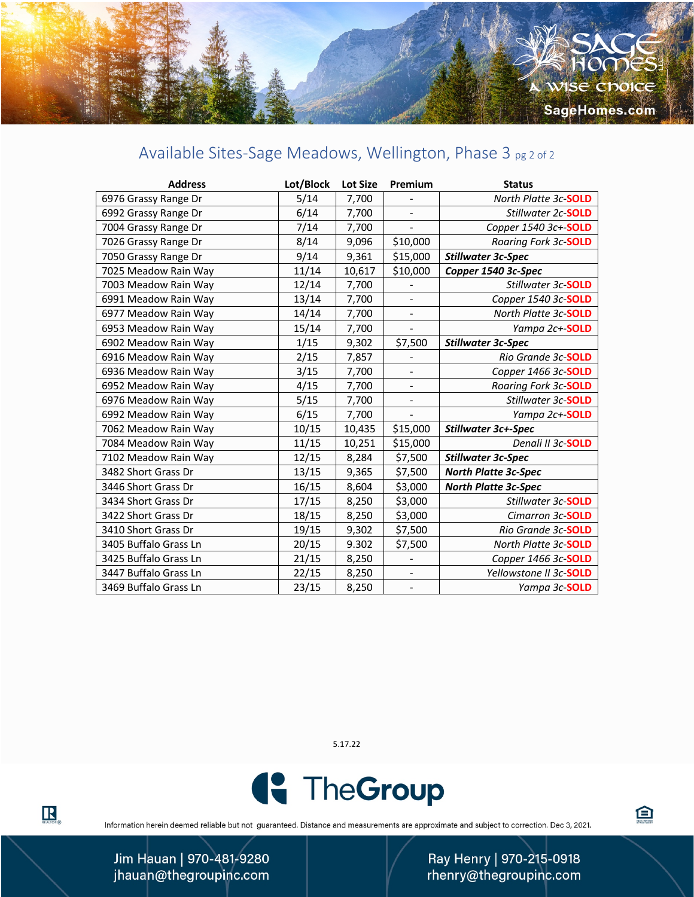## Available Sites-Sage Meadows, Wellington, Phase 3 pg 2 of 2

| Address | Lot/Block | Lot Size | Premium | Status |
|---|---|---|---|---|
| 6976 Grassy Range Dr | 5/14 | 7,700 | - | *North Platte 3c-**SOLD*** |
| 6992 Grassy Range Dr | 6/14 | 7,700 | - | *Stillwater 2c-**SOLD*** |
| 7004 Grassy Range Dr | 7/14 | 7,700 | - | *Copper 1540 3c+-**SOLD*** |
| 7026 Grassy Range Dr | 8/14 | 9,096 | $10,000 | *Roaring Fork 3c-**SOLD*** |
| 7050 Grassy Range Dr | 9/14 | 9,361 | $15,000 | ***Stillwater 3c-Spec*** |
| 7025 Meadow Rain Way | 11/14 | 10,617 | $10,000 | ***Copper 1540 3c-Spec*** |
| 7003 Meadow Rain Way | 12/14 | 7,700 | - | *Stillwater 3c-**SOLD*** |
| 6991 Meadow Rain Way | 13/14 | 7,700 | - | *Copper 1540 3c-**SOLD*** |
| 6977 Meadow Rain Way | 14/14 | 7,700 | - | *North Platte 3c-**SOLD*** |
| 6953 Meadow Rain Way | 15/14 | 7,700 | - | *Yampa 2c+-**SOLD*** |
| 6902 Meadow Rain Way | 1/15 | 9,302 | $7,500 | ***Stillwater 3c-Spec*** |
| 6916 Meadow Rain Way | 2/15 | 7,857 | - | *Rio Grande 3c-**SOLD*** |
| 6936 Meadow Rain Way | 3/15 | 7,700 | - | *Copper 1466 3c-**SOLD*** |
| 6952 Meadow Rain Way | 4/15 | 7,700 | - | *Roaring Fork 3c-**SOLD*** |
| 6976 Meadow Rain Way | 5/15 | 7,700 | - | *Stillwater 3c-**SOLD*** |
| 6992 Meadow Rain Way | 6/15 | 7,700 | - | *Yampa 2c+-**SOLD*** |
| 7062 Meadow Rain Way | 10/15 | 10,435 | $15,000 | ***Stillwater 3c+-Spec*** |
| 7084 Meadow Rain Way | 11/15 | 10,251 | $15,000 | *Denali II 3c-**SOLD*** |
| 7102 Meadow Rain Way | 12/15 | 8,284 | $7,500 | ***Stillwater 3c-Spec*** |
| 3482 Short Grass Dr | 13/15 | 9,365 | $7,500 | ***North Platte 3c-Spec*** |
| 3446 Short Grass Dr | 16/15 | 8,604 | $3,000 | ***North Platte 3c-Spec*** |
| 3434 Short Grass Dr | 17/15 | 8,250 | $3,000 | *Stillwater 3c-**SOLD*** |
| 3422 Short Grass Dr | 18/15 | 8,250 | $3,000 | *Cimarron 3c-**SOLD*** |
| 3410 Short Grass Dr | 19/15 | 9,302 | $7,500 | *Rio Grande 3c-**SOLD*** |
| 3405 Buffalo Grass Ln | 20/15 | 9.302 | $7,500 | *North Platte 3c-**SOLD*** |
| 3425 Buffalo Grass Ln | 21/15 | 8,250 | - | *Copper 1466 3c-**SOLD*** |
| 3447 Buffalo Grass Ln | 22/15 | 8,250 | - | *Yellowstone II 3c-**SOLD*** |
| 3469 Buffalo Grass Ln | 23/15 | 8,250 | - | *Yampa 3c-**SOLD*** |

5.17.22

TheGroup

Information herein deemed reliable but not guaranteed. Distance and measurements are approximate and subject to correction. Dec 3, 2021.

Jim Hauan | 970-481-9280
jhauan@thegroupinc.com

Ray Henry | 970-215-0918
rhenry@thegroupinc.com